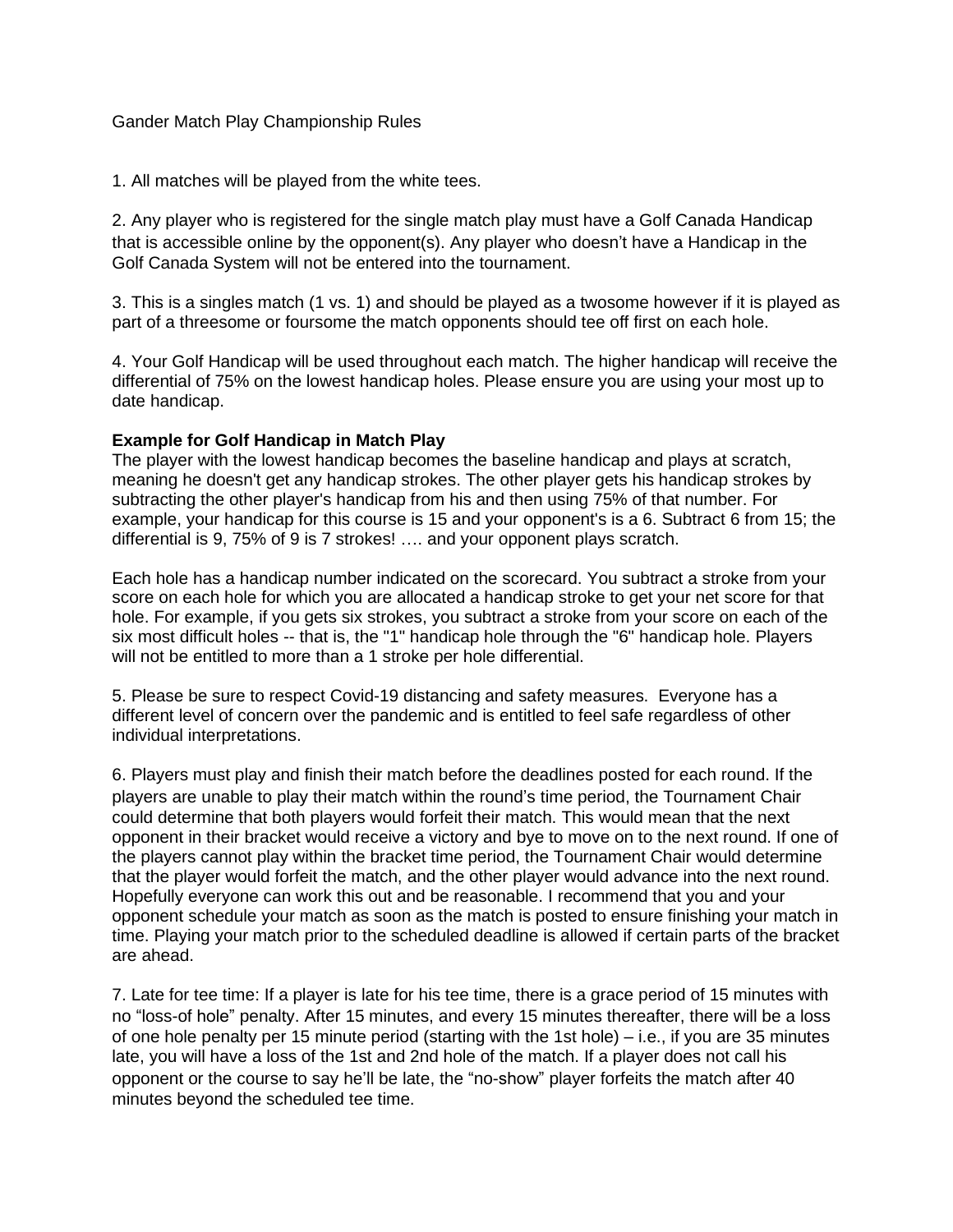Gander Match Play Championship Rules

1. All matches will be played from the white tees.

2. Any player who is registered for the single match play must have a Golf Canada Handicap that is accessible online by the opponent(s). Any player who doesn't have a Handicap in the Golf Canada System will not be entered into the tournament.

3. This is a singles match (1 vs. 1) and should be played as a twosome however if it is played as part of a threesome or foursome the match opponents should tee off first on each hole.

4. Your Golf Handicap will be used throughout each match. The higher handicap will receive the differential of 75% on the lowest handicap holes. Please ensure you are using your most up to date handicap.

**Example for Golf Handicap in Match Play**

The player with the lowest handicap becomes the baseline handicap and plays at scratch, meaning he doesn't get any handicap strokes. The other player gets his handicap strokes by subtracting the other player's handicap from his and then using 75% of that number. For example, your handicap for this course is 15 and your opponent's is a 6. Subtract 6 from 15; the differential is 9, 75% of 9 is 7 strokes! …. and your opponent plays scratch.

Each hole has a handicap number indicated on the scorecard. You subtract a stroke from your score on each hole for which you are allocated a handicap stroke to get your net score for that hole. For example, if you gets six strokes, you subtract a stroke from your score on each of the six most difficult holes -- that is, the "1" handicap hole through the "6" handicap hole. Players will not be entitled to more than a 1 stroke per hole differential.

5. Please be sure to respect Covid-19 distancing and safety measures. Everyone has a different level of concern over the pandemic and is entitled to feel safe regardless of other individual interpretations.

6. Players must play and finish their match before the deadlines posted for each round. If the players are unable to play their match within the round's time period, the Tournament Chair could determine that both players would forfeit their match. This would mean that the next opponent in their bracket would receive a victory and bye to move on to the next round. If one of the players cannot play within the bracket time period, the Tournament Chair would determine that the player would forfeit the match, and the other player would advance into the next round. Hopefully everyone can work this out and be reasonable. I recommend that you and your opponent schedule your match as soon as the match is posted to ensure finishing your match in time. Playing your match prior to the scheduled deadline is allowed if certain parts of the bracket are ahead.

7. Late for tee time: If a player is late for his tee time, there is a grace period of 15 minutes with no "loss-of hole" penalty. After 15 minutes, and every 15 minutes thereafter, there will be a loss of one hole penalty per 15 minute period (starting with the 1st hole) – i.e., if you are 35 minutes late, you will have a loss of the 1st and 2nd hole of the match. If a player does not call his opponent or the course to say he'll be late, the "no-show" player forfeits the match after 40 minutes beyond the scheduled tee time.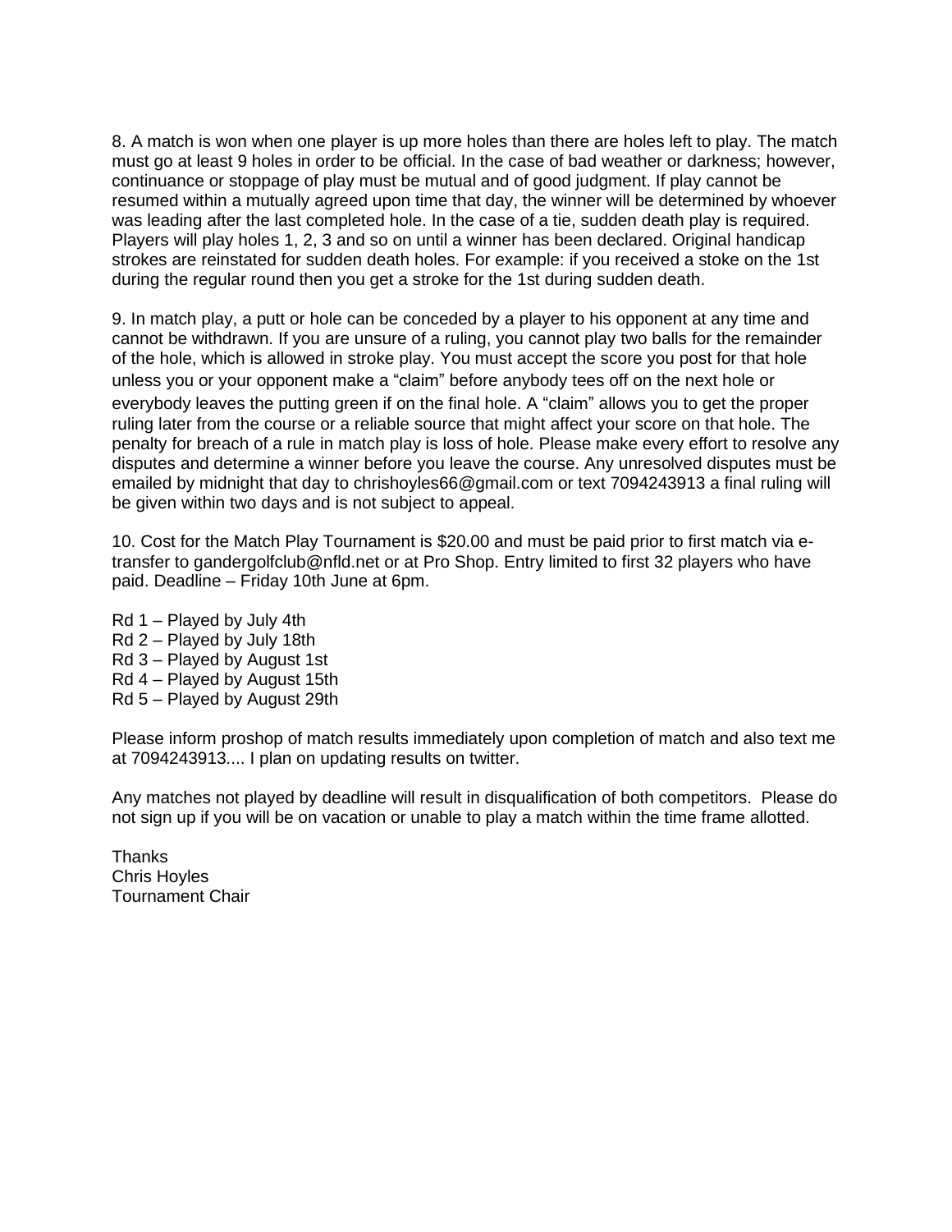8. A match is won when one player is up more holes than there are holes left to play. The match must go at least 9 holes in order to be official. In the case of bad weather or darkness; however, continuance or stoppage of play must be mutual and of good judgment. If play cannot be resumed within a mutually agreed upon time that day, the winner will be determined by whoever was leading after the last completed hole. In the case of a tie, sudden death play is required. Players will play holes 1, 2, 3 and so on until a winner has been declared. Original handicap strokes are reinstated for sudden death holes. For example: if you received a stoke on the 1st during the regular round then you get a stroke for the 1st during sudden death.

9. In match play, a putt or hole can be conceded by a player to his opponent at any time and cannot be withdrawn. If you are unsure of a ruling, you cannot play two balls for the remainder of the hole, which is allowed in stroke play. You must accept the score you post for that hole unless you or your opponent make a "claim" before anybody tees off on the next hole or everybody leaves the putting green if on the final hole. A "claim" allows you to get the proper ruling later from the course or a reliable source that might affect your score on that hole. The penalty for breach of a rule in match play is loss of hole. Please make every effort to resolve any disputes and determine a winner before you leave the course. Any unresolved disputes must be emailed by midnight that day to chrishoyles66@gmail.com or text 7094243913 a final ruling will be given within two days and is not subject to appeal.

10. Cost for the Match Play Tournament is $20.00 and must be paid prior to first match via e-transfer to gandergolfclub@nfld.net or at Pro Shop. Entry limited to first 32 players who have paid. Deadline – Friday 10th June at 6pm.

Rd 1 – Played by July 4th
Rd 2 – Played by July 18th
Rd 3 – Played by August 1st
Rd 4 – Played by August 15th
Rd 5 – Played by August 29th

Please inform proshop of match results immediately upon completion of match and also text me at 7094243913.... I plan on updating results on twitter.

Any matches not played by deadline will result in disqualification of both competitors. Please do not sign up if you will be on vacation or unable to play a match within the time frame allotted.

Thanks
Chris Hoyles
Tournament Chair